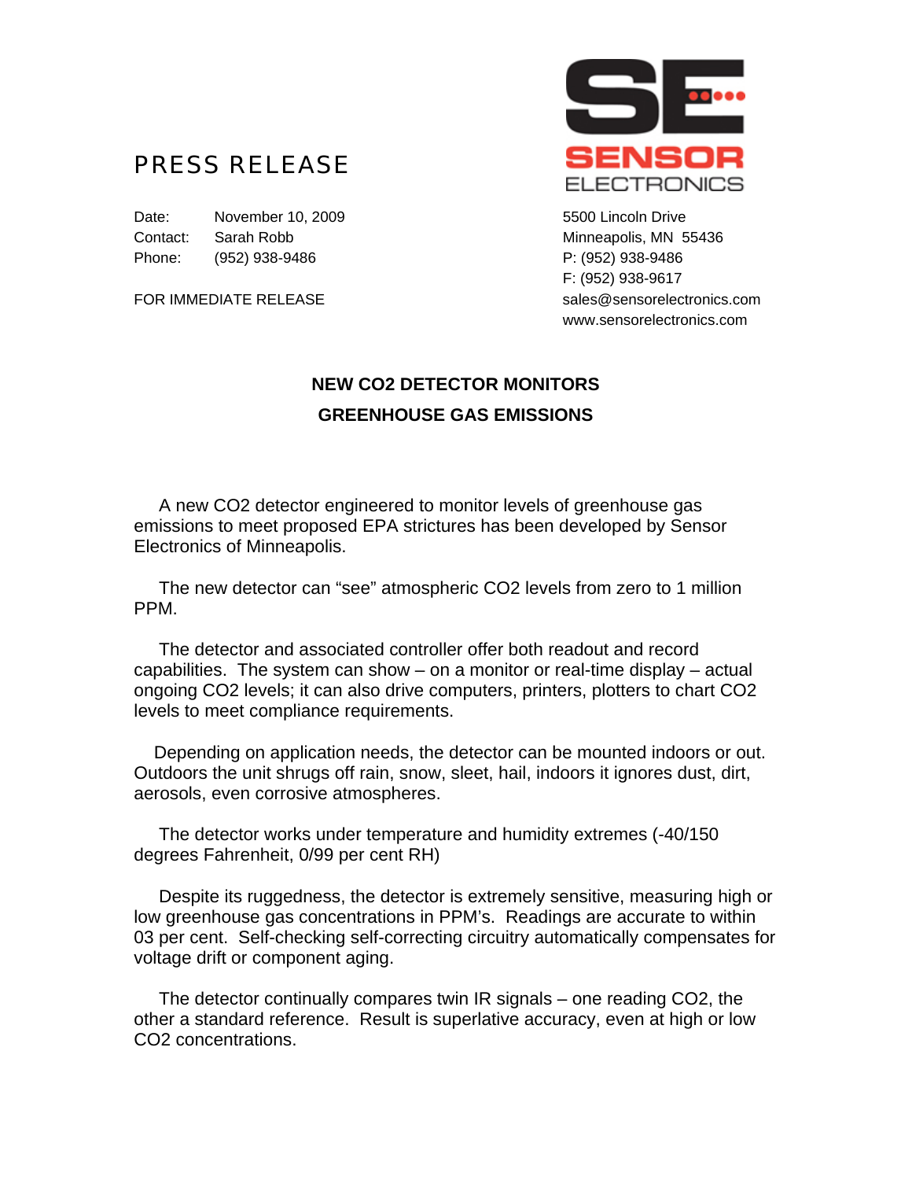# PRESS RELEASE

**SE SENSOR ELECTRONICS**

Date: November 10, 2009
Contact: Sarah Robb
Phone: (952) 938-9486

FOR IMMEDIATE RELEASE

5500 Lincoln Drive
Minneapolis, MN 55436
P: (952) 938-9486
F: (952) 938-9617
sales@sensorelectronics.com
www.sensorelectronics.com

## NEW CO2 DETECTOR MONITORS GREENHOUSE GAS EMISSIONS

A new CO2 detector engineered to monitor levels of greenhouse gas emissions to meet proposed EPA strictures has been developed by Sensor Electronics of Minneapolis.

The new detector can "see" atmospheric CO2 levels from zero to 1 million PPM.

The detector and associated controller offer both readout and record capabilities. The system can show – on a monitor or real-time display – actual ongoing CO2 levels; it can also drive computers, printers, plotters to chart CO2 levels to meet compliance requirements.

Depending on application needs, the detector can be mounted indoors or out. Outdoors the unit shrugs off rain, snow, sleet, hail, indoors it ignores dust, dirt, aerosols, even corrosive atmospheres.

The detector works under temperature and humidity extremes (-40/150 degrees Fahrenheit, 0/99 per cent RH)

Despite its ruggedness, the detector is extremely sensitive, measuring high or low greenhouse gas concentrations in PPM's. Readings are accurate to within 03 per cent. Self-checking self-correcting circuitry automatically compensates for voltage drift or component aging.

The detector continually compares twin IR signals – one reading CO2, the other a standard reference. Result is superlative accuracy, even at high or low CO2 concentrations.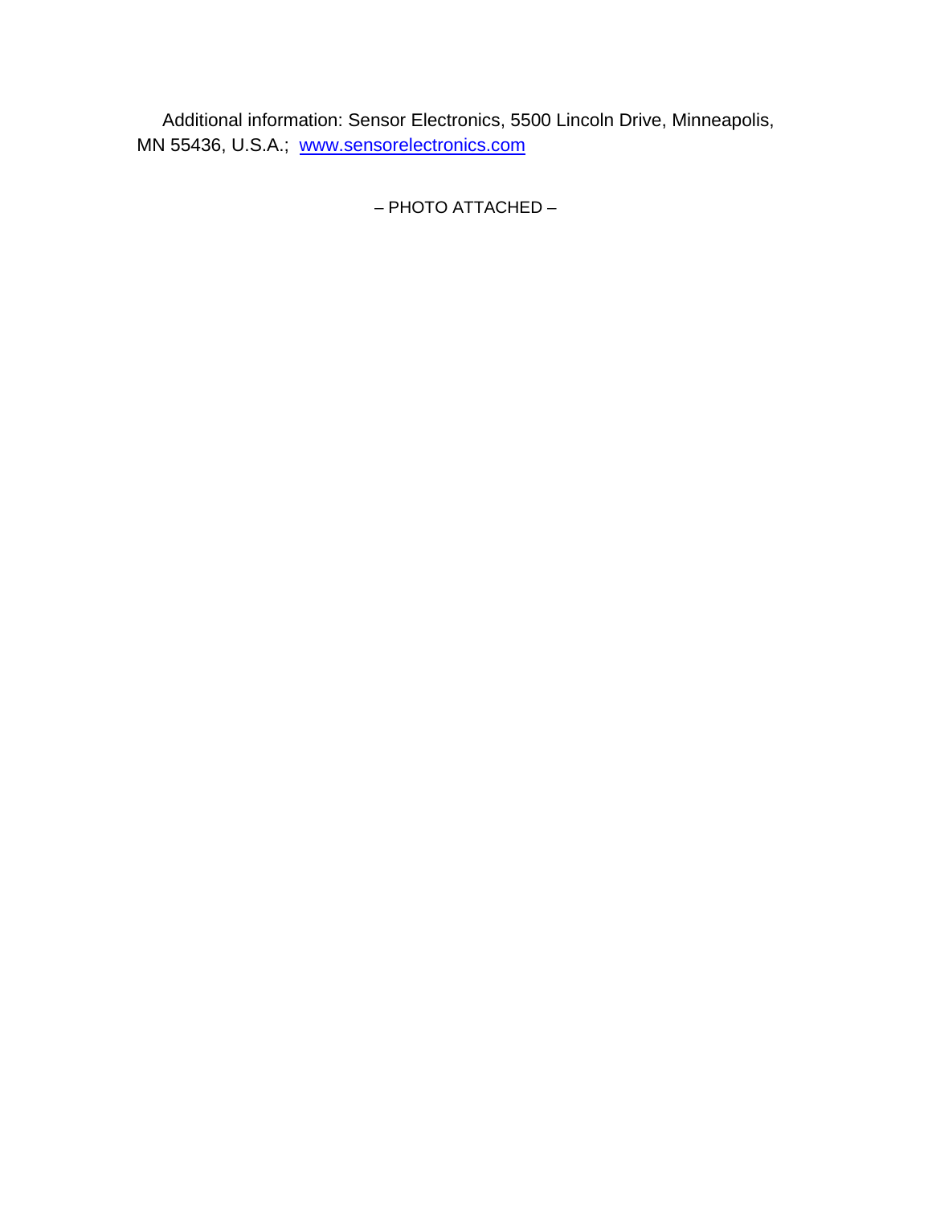Additional information: Sensor Electronics, 5500 Lincoln Drive, Minneapolis, MN 55436, U.S.A.; [www.sensorelectronics.com](http://www.sensorelectronics.com)

– PHOTO ATTACHED –